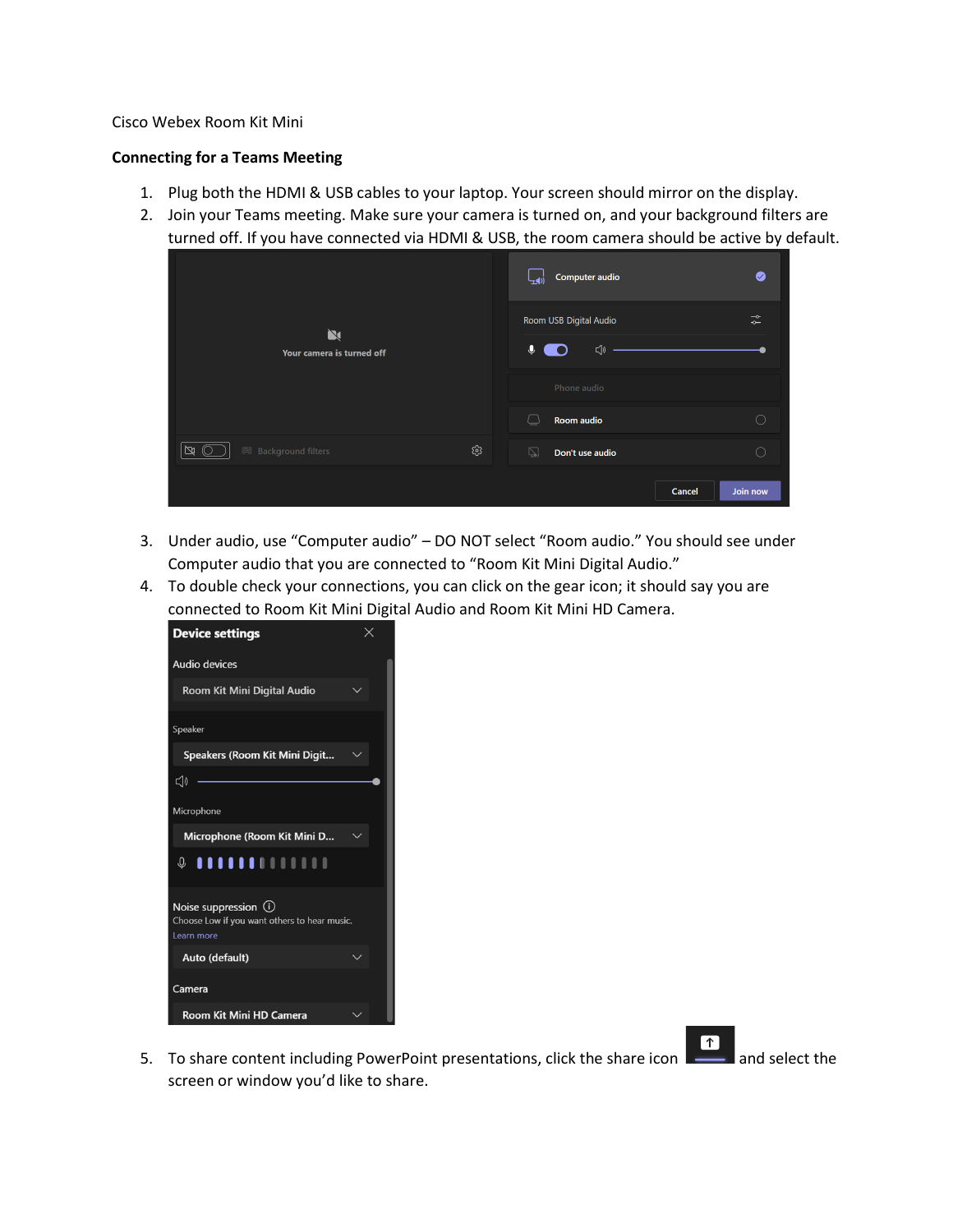Cisco Webex Room Kit Mini

**Connecting for a Teams Meeting**

1. Plug both the HDMI & USB cables to your laptop. Your screen should mirror on the display.
2. Join your Teams meeting. Make sure your camera is turned on, and your background filters are turned off. If you have connected via HDMI & USB, the room camera should be active by default.
3. Under audio, use "Computer audio" – DO NOT select "Room audio." You should see under Computer audio that you are connected to "Room Kit Mini Digital Audio."
4. To double check your connections, you can click on the gear icon; it should say you are connected to Room Kit Mini Digital Audio and Room Kit Mini HD Camera.
5. To share content including PowerPoint presentations, click the share icon and select the screen or window you'd like to share.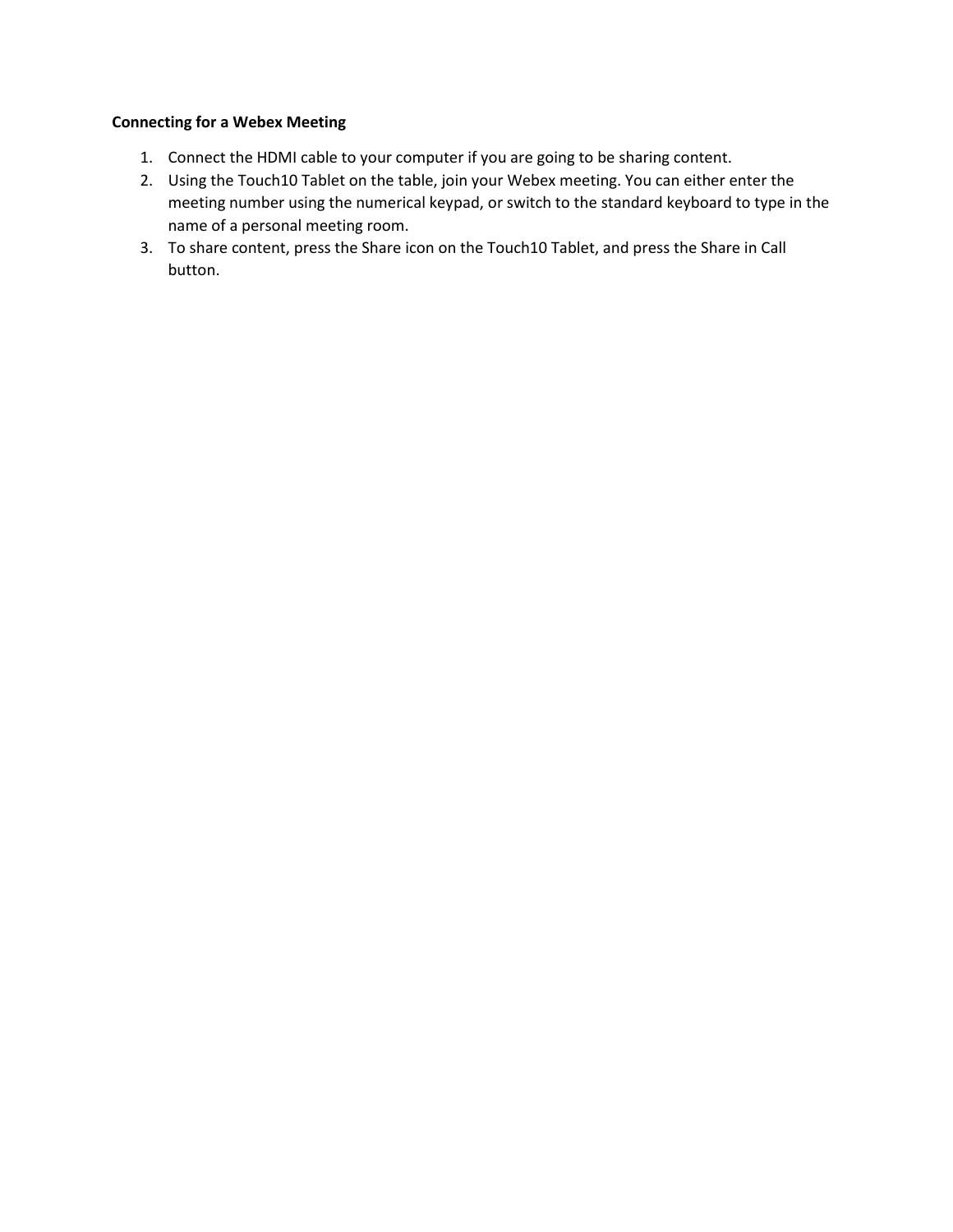**Connecting for a Webex Meeting**

1. Connect the HDMI cable to your computer if you are going to be sharing content.
2. Using the Touch10 Tablet on the table, join your Webex meeting. You can either enter the meeting number using the numerical keypad, or switch to the standard keyboard to type in the name of a personal meeting room.
3. To share content, press the Share icon on the Touch10 Tablet, and press the Share in Call button.